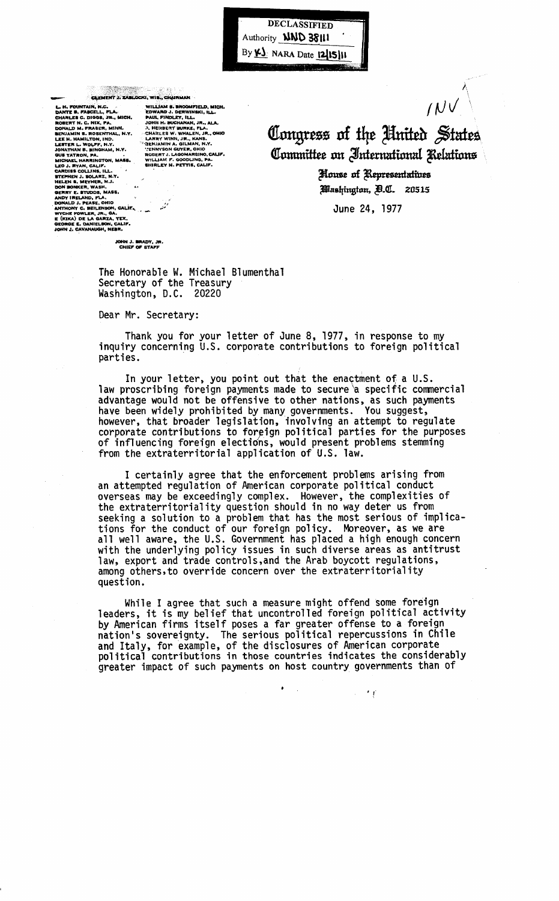DECLASSIFIED
Authority NND 38111
By KJ NARA Date 12/15/11

CLEMENT J. ZABLOCKI, WIS., CHAIRMAN

L. H. FOUNTAIN, N.C.
DANTE B. FASCELL, FLA.
CHARLES C. DIGGS, JR., MICH.
ROBERT N. C. NIX, PA.
DONALD M. FRASER, MINN.
BENJAMIN S. ROSENTHAL, N.Y.
LEE H. HAMILTON, IND.
LESTER L. WOLFF, N.Y.
JONATHAN B. BINGHAM, N.Y.
GUS YATRON, PA.
MICHAEL HARRINGTON, MASS.
LEO J. RYAN, CALIF.
CARDISS COLLINS, ILL.
STEPHEN J. SOLARZ, N.Y.
HELEN S. MEYNER, N.J.
DON BONKER, WASH.
GERRY E. STUDDS, MASS.
ANDY IRELAND, FLA.
DONALD J. PEASE, OHIO
ANTHONY C. BEILENSON, CALIF.
WYCHE FOWLER, JR., GA.
E (KIKA) DE LA GARZA, TEX.
GEORGE E. DANIELSON, CALIF.
JOHN J. CAVANAUGH, NEBR.

WILLIAM S. BROOMFIELD, MICH.
EDWARD J. DERWINSKI, ILL.
PAUL FINDLEY, ILL.
JOHN H. BUCHANAN, JR., ALA.
J. HERBERT BURKE, FLA.
CHARLES W. WHALEN, JR., OHIO
LARRY WINN, JR., KANS.
BENJAMIN A. GILMAN, N.Y.
TENNYSON GUYER, OHIO
ROBERT J. LAGOMARSINO, CALIF.
WILLIAM F. GOODLING, PA.
SHIRLEY N. PETTIS, CALIF.

JOHN J. BRADY, JR.
CHIEF OF STAFF

INV

# Congress of the United States
## Committee on International Relations
### House of Representatives
Washington, D.C. 20515

June 24, 1977

The Honorable W. Michael Blumenthal
Secretary of the Treasury
Washington, D.C. 20220

Dear Mr. Secretary:

Thank you for your letter of June 8, 1977, in response to my inquiry concerning U.S. corporate contributions to foreign political parties.

In your letter, you point out that the enactment of a U.S. law proscribing foreign payments made to secure a specific commercial advantage would not be offensive to other nations, as such payments have been widely prohibited by many governments. You suggest, however, that broader legislation, involving an attempt to regulate corporate contributions to foreign political parties for the purposes of influencing foreign elections, would present problems stemming from the extraterritorial application of U.S. law.

I certainly agree that the enforcement problems arising from an attempted regulation of American corporate political conduct overseas may be exceedingly complex. However, the complexities of the extraterritoriality question should in no way deter us from seeking a solution to a problem that has the most serious of implications for the conduct of our foreign policy. Moreover, as we are all well aware, the U.S. Government has placed a high enough concern with the underlying policy issues in such diverse areas as antitrust law, export and trade controls, and the Arab boycott regulations, among others, to override concern over the extraterritoriality question.

While I agree that such a measure might offend some foreign leaders, it is my belief that uncontrolled foreign political activity by American firms itself poses a far greater offense to a foreign nation's sovereignty. The serious political repercussions in Chile and Italy, for example, of the disclosures of American corporate political contributions in those countries indicates the considerably greater impact of such payments on host country governments than of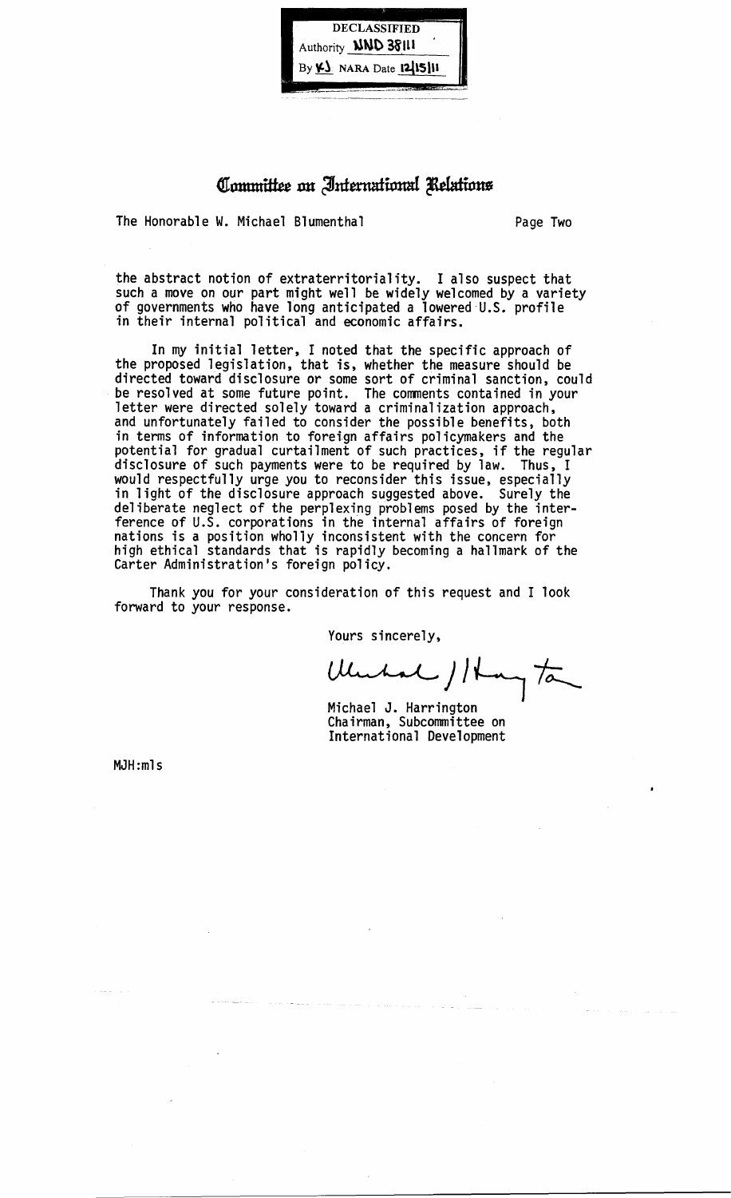DECLASSIFIED
Authority NND 38111
By KJ NARA Date 12/15/11

# Committee on International Relations

The Honorable W. Michael Blumenthal

Page Two

the abstract notion of extraterritoriality. I also suspect that such a move on our part might well be widely welcomed by a variety of governments who have long anticipated a lowered U.S. profile in their internal political and economic affairs.

In my initial letter, I noted that the specific approach of the proposed legislation, that is, whether the measure should be directed toward disclosure or some sort of criminal sanction, could be resolved at some future point. The comments contained in your letter were directed solely toward a criminalization approach, and unfortunately failed to consider the possible benefits, both in terms of information to foreign affairs policymakers and the potential for gradual curtailment of such practices, if the regular disclosure of such payments were to be required by law. Thus, I would respectfully urge you to reconsider this issue, especially in light of the disclosure approach suggested above. Surely the deliberate neglect of the perplexing problems posed by the interference of U.S. corporations in the internal affairs of foreign nations is a position wholly inconsistent with the concern for high ethical standards that is rapidly becoming a hallmark of the Carter Administration's foreign policy.

Thank you for your consideration of this request and I look forward to your response.

Yours sincerely,

Michael J. Harrington

Michael J. Harrington
Chairman, Subcommittee on International Development

MJH:mls